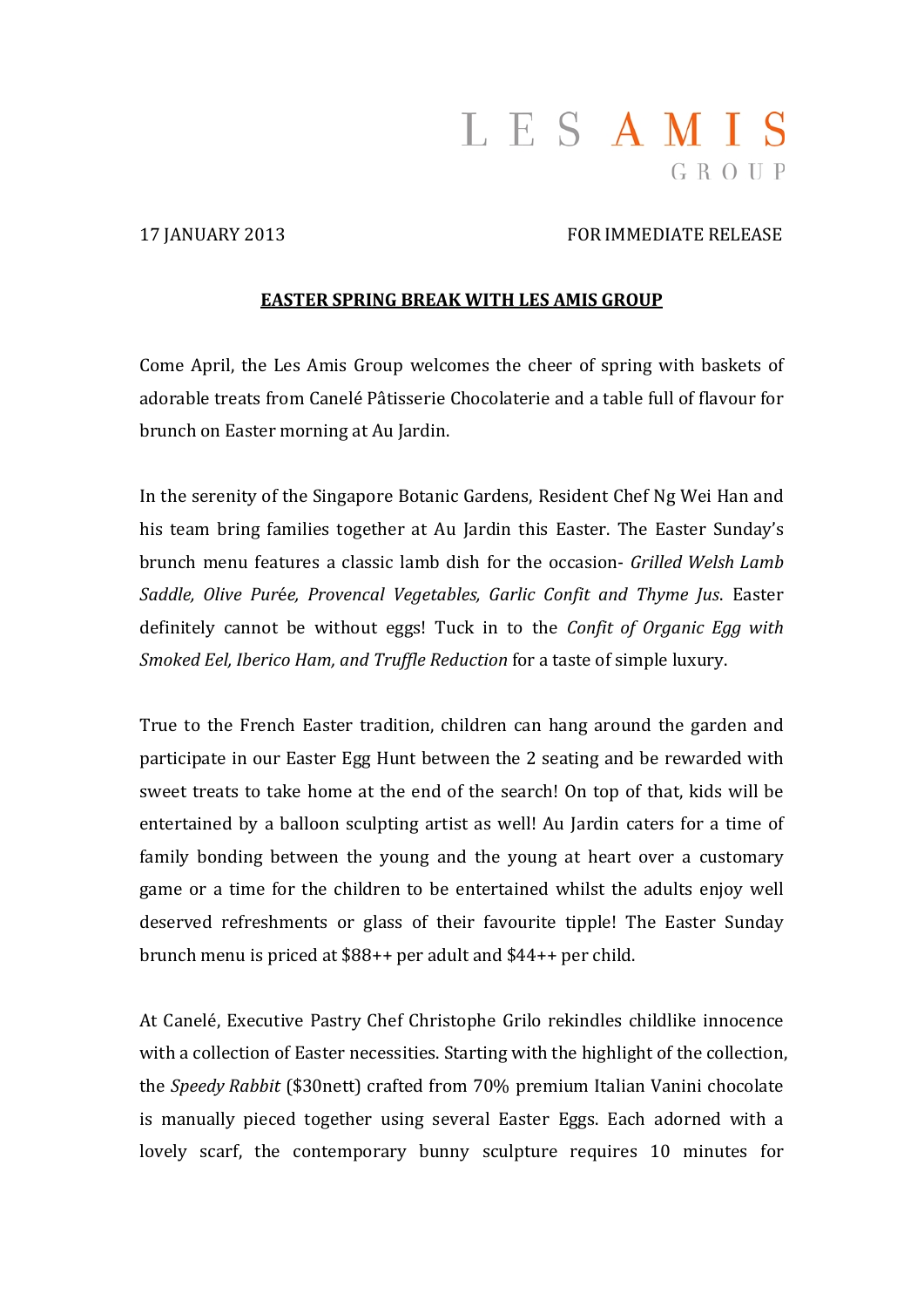LES AMIS
GROUP

17 JANUARY 2013 FOR IMMEDIATE RELEASE

**EASTER SPRING BREAK WITH LES AMIS GROUP**

Come April, the Les Amis Group welcomes the cheer of spring with baskets of adorable treats from Canelé Pâtisserie Chocolaterie and a table full of flavour for brunch on Easter morning at Au Jardin.

In the serenity of the Singapore Botanic Gardens, Resident Chef Ng Wei Han and his team bring families together at Au Jardin this Easter. The Easter Sunday's brunch menu features a classic lamb dish for the occasion- *Grilled Welsh Lamb Saddle, Olive Purée, Provencal Vegetables, Garlic Confit and Thyme Jus*. Easter definitely cannot be without eggs! Tuck in to the *Confit of Organic Egg with Smoked Eel, Iberico Ham, and Truffle Reduction* for a taste of simple luxury.

True to the French Easter tradition, children can hang around the garden and participate in our Easter Egg Hunt between the 2 seating and be rewarded with sweet treats to take home at the end of the search! On top of that, kids will be entertained by a balloon sculpting artist as well! Au Jardin caters for a time of family bonding between the young and the young at heart over a customary game or a time for the children to be entertained whilst the adults enjoy well deserved refreshments or glass of their favourite tipple! The Easter Sunday brunch menu is priced at $88++ per adult and $44++ per child.

At Canelé, Executive Pastry Chef Christophe Grilo rekindles childlike innocence with a collection of Easter necessities. Starting with the highlight of the collection, the *Speedy Rabbit* ($30nett) crafted from 70% premium Italian Vanini chocolate is manually pieced together using several Easter Eggs. Each adorned with a lovely scarf, the contemporary bunny sculpture requires 10 minutes for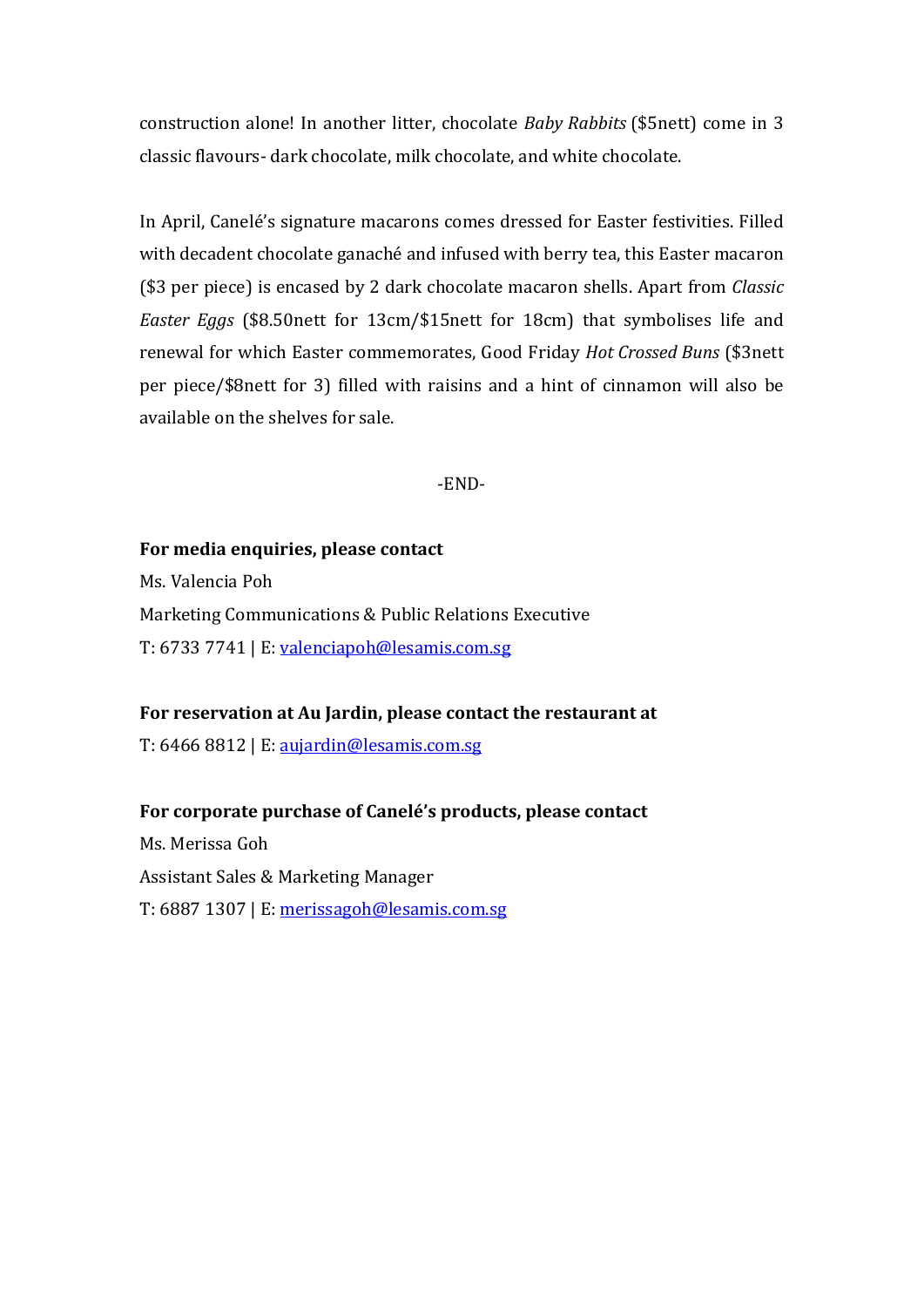construction alone! In another litter, chocolate *Baby Rabbits* ($5nett) come in 3 classic flavours- dark chocolate, milk chocolate, and white chocolate.

In April, Canelé's signature macarons comes dressed for Easter festivities. Filled with decadent chocolate ganaché and infused with berry tea, this Easter macaron ($3 per piece) is encased by 2 dark chocolate macaron shells. Apart from *Classic Easter Eggs* ($8.50nett for 13cm/$15nett for 18cm) that symbolises life and renewal for which Easter commemorates, Good Friday *Hot Crossed Buns* ($3nett per piece/$8nett for 3) filled with raisins and a hint of cinnamon will also be available on the shelves for sale.

-END-

**For media enquiries, please contact**
Ms. Valencia Poh
Marketing Communications & Public Relations Executive
T: 6733 7741 | E: valenciapoh@lesamis.com.sg

**For reservation at Au Jardin, please contact the restaurant at**
T: 6466 8812 | E: aujardin@lesamis.com.sg

**For corporate purchase of Canelé's products, please contact**
Ms. Merissa Goh
Assistant Sales & Marketing Manager
T: 6887 1307 | E: merissagoh@lesamis.com.sg